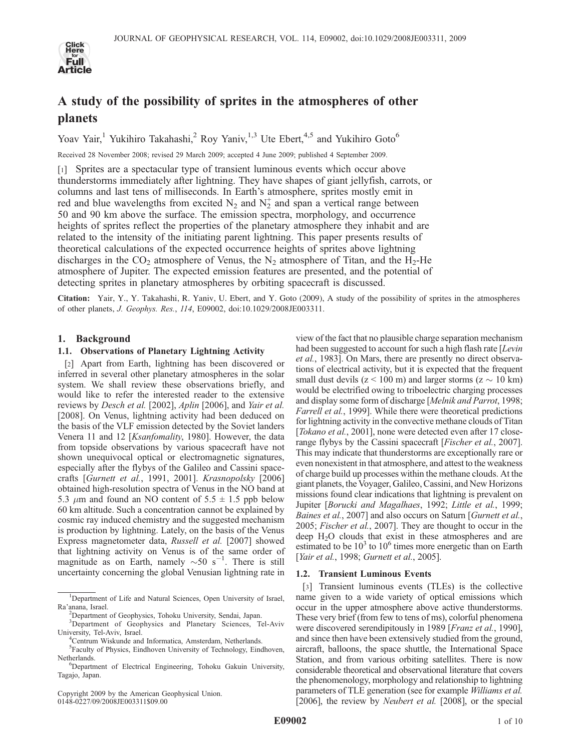# A study of the possibility of sprites in the atmospheres of other planets

Yoav Yair,[1] Yukihiro Takahashi,[2] Roy Yaniv,[1,3] Ute Ebert,[4,5] and Yukihiro Goto[6]

Received 28 November 2008; revised 29 March 2009; accepted 4 June 2009; published 4 September 2009.

[1] Sprites are a spectacular type of transient luminous events which occur above thunderstorms immediately after lightning. They have shapes of giant jellyfish, carrots, or columns and last tens of milliseconds. In Earth's atmosphere, sprites mostly emit in red and blue wavelengths from excited $N_2$ and $N_2^+$ and span a vertical range between 50 and 90 km above the surface. The emission spectra, morphology, and occurrence heights of sprites reflect the properties of the planetary atmosphere they inhabit and are related to the intensity of the initiating parent lightning. This paper presents results of theoretical calculations of the expected occurrence heights of sprites above lightning discharges in the $CO_2$ atmosphere of Venus, the $N_2$ atmosphere of Titan, and the $H_2$-He atmosphere of Jupiter. The expected emission features are presented, and the potential of detecting sprites in planetary atmospheres by orbiting spacecraft is discussed.

**Citation:** Yair, Y., Y. Takahashi, R. Yaniv, U. Ebert, and Y. Goto (2009), A study of the possibility of sprites in the atmospheres of other planets, *J. Geophys. Res.*, *114*, E09002, doi:10.1029/2008JE003311.

## 1. Background

### 1.1. Observations of Planetary Lightning Activity

[2] Apart from Earth, lightning has been discovered or inferred in several other planetary atmospheres in the solar system. We shall review these observations briefly, and would like to refer the interested reader to the extensive reviews by *Desch et al.* [2002], *Aplin* [2006], and *Yair et al.* [2008]. On Venus, lightning activity had been deduced on the basis of the VLF emission detected by the Soviet landers Venera 11 and 12 [*Ksanfomality*, 1980]. However, the data from topside observations by various spacecraft have not shown unequivocal optical or electromagnetic signatures, especially after the flybys of the Galileo and Cassini spacecrafts [*Gurnett et al.*, 1991, 2001]. *Krasnopolsky* [2006] obtained high-resolution spectra of Venus in the NO band at 5.3 $\mu$m and found an NO content of 5.5 $\pm$ 1.5 ppb below 60 km altitude. Such a concentration cannot be explained by cosmic ray induced chemistry and the suggested mechanism is production by lightning. Lately, on the basis of the Venus Express magnetometer data, *Russell et al.* [2007] showed that lightning activity on Venus is of the same order of magnitude as on Earth, namely $\sim$50 s$^{-1}$. There is still uncertainty concerning the global Venusian lightning rate in view of the fact that no plausible charge separation mechanism had been suggested to account for such a high flash rate [*Levin et al.*, 1983]. On Mars, there are presently no direct observations of electrical activity, but it is expected that the frequent small dust devils (z < 100 m) and larger storms (z $\sim$ 10 km) would be electrified owing to triboelectric charging processes and display some form of discharge [*Melnik and Parrot*, 1998; *Farrell et al.*, 1999]. While there were theoretical predictions for lightning activity in the convective methane clouds of Titan [*Tokano et al.*, 2001], none were detected even after 17 close-range flybys by the Cassini spacecraft [*Fischer et al.*, 2007]. This may indicate that thunderstorms are exceptionally rare or even nonexistent in that atmosphere, and attest to the weakness of charge build up processes within the methane clouds. At the giant planets, the Voyager, Galileo, Cassini, and New Horizons missions found clear indications that lightning is prevalent on Jupiter [*Borucki and Magalhaes*, 1992; *Little et al.*, 1999; *Baines et al.*, 2007] and also occurs on Saturn [*Gurnett et al.*, 2005; *Fischer et al.*, 2007]. They are thought to occur in the deep $H_2O$ clouds that exist in these atmospheres and are estimated to be $10^3$ to $10^6$ times more energetic than on Earth [*Yair et al.*, 1998; *Gurnett et al.*, 2005].

### 1.2. Transient Luminous Events

[3] Transient luminous events (TLEs) is the collective name given to a wide variety of optical emissions which occur in the upper atmosphere above active thunderstorms. These very brief (from few to tens of ms), colorful phenomena were discovered serendipitously in 1989 [*Franz et al.*, 1990], and since then have been extensively studied from the ground, aircraft, balloons, the space shuttle, the International Space Station, and from various orbiting satellites. There is now considerable theoretical and observational literature that covers the phenomenology, morphology and relationship to lightning parameters of TLE generation (see for example *Williams et al.* [2006], the review by *Neubert et al.* [2008], or the special

---

[1] Department of Life and Natural Sciences, Open University of Israel, Ra'anana, Israel.

[2] Department of Geophysics, Tohoku University, Sendai, Japan.

[3] Department of Geophysics and Planetary Sciences, Tel-Aviv University, Tel-Aviv, Israel.

[4] Centrum Wiskunde and Informatica, Amsterdam, Netherlands.

[5] Faculty of Physics, Eindhoven University of Technology, Eindhoven, Netherlands.

[6] Department of Electrical Engineering, Tohoku Gakuin University, Tagajo, Japan.

Copyright 2009 by the American Geophysical Union.
0148-0227/09/2008JE003311$09.00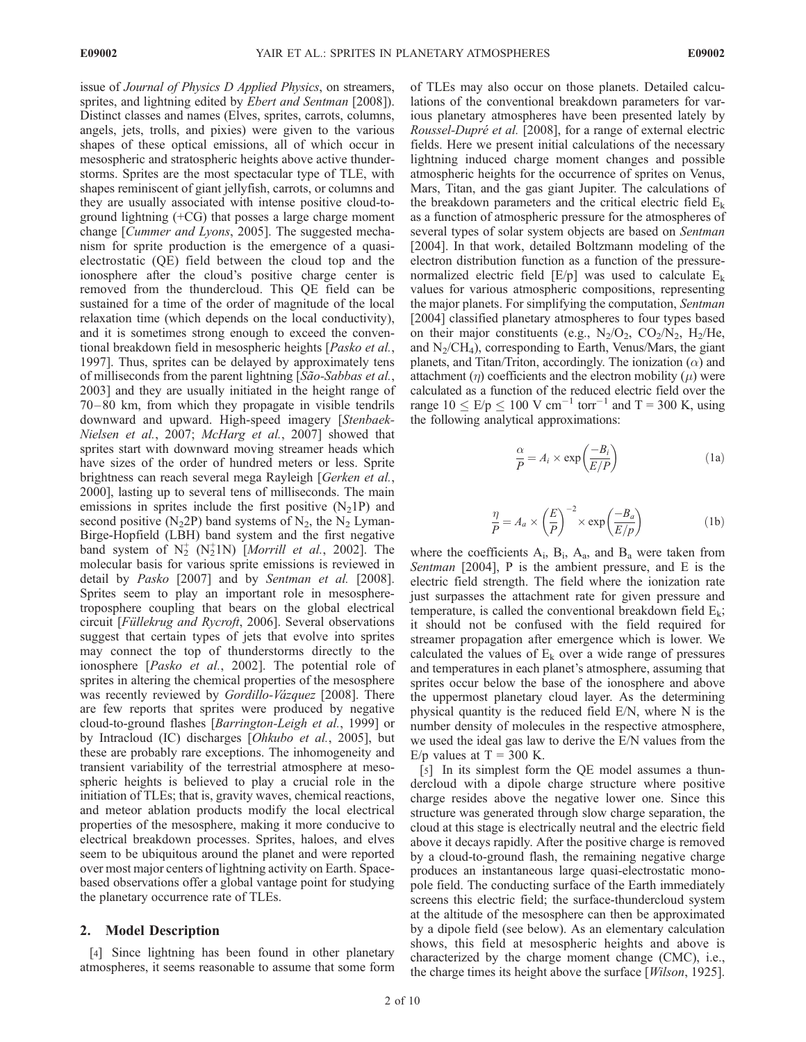issue of *Journal of Physics D Applied Physics*, on streamers, sprites, and lightning edited by *Ebert and Sentman* [2008]). Distinct classes and names (Elves, sprites, carrots, columns, angels, jets, trolls, and pixies) were given to the various shapes of these optical emissions, all of which occur in mesospheric and stratospheric heights above active thunderstorms. Sprites are the most spectacular type of TLE, with shapes reminiscent of giant jellyfish, carrots, or columns and they are usually associated with intense positive cloud-to-ground lightning (+CG) that posses a large charge moment change [*Cummer and Lyons*, 2005]. The suggested mechanism for sprite production is the emergence of a quasi-electrostatic (QE) field between the cloud top and the ionosphere after the cloud's positive charge center is removed from the thundercloud. This QE field can be sustained for a time of the order of magnitude of the local relaxation time (which depends on the local conductivity), and it is sometimes strong enough to exceed the conventional breakdown field in mesospheric heights [*Pasko et al.*, 1997]. Thus, sprites can be delayed by approximately tens of milliseconds from the parent lightning [*São-Sabbas et al.*, 2003] and they are usually initiated in the height range of 70–80 km, from which they propagate in visible tendrils downward and upward. High-speed imagery [*Stenbaek-Nielsen et al.*, 2007; *McHarg et al.*, 2007] showed that sprites start with downward moving streamer heads which have sizes of the order of hundred meters or less. Sprite brightness can reach several mega Rayleigh [*Gerken et al.*, 2000], lasting up to several tens of milliseconds. The main emissions in sprites include the first positive ($N_2$1P) and second positive ($N_2$2P) band systems of $N_2$, the $N_2$ Lyman-Birge-Hopfield (LBH) band system and the first negative band system of $N_2^+$ ($N_2^+$1N) [*Morrill et al.*, 2002]. The molecular basis for various sprite emissions is reviewed in detail by *Pasko* [2007] and by *Sentman et al.* [2008]. Sprites seem to play an important role in mesosphere-troposphere coupling that bears on the global electrical circuit [*Füllekrug and Rycroft*, 2006]. Several observations suggest that certain types of jets that evolve into sprites may connect the top of thunderstorms directly to the ionosphere [*Pasko et al.*, 2002]. The potential role of sprites in altering the chemical properties of the mesosphere was recently reviewed by *Gordillo-Vázquez* [2008]. There are few reports that sprites were produced by negative cloud-to-ground flashes [*Barrington-Leigh et al.*, 1999] or by Intracloud (IC) discharges [*Ohkubo et al.*, 2005], but these are probably rare exceptions. The inhomogeneity and transient variability of the terrestrial atmosphere at mesospheric heights is believed to play a crucial role in the initiation of TLEs; that is, gravity waves, chemical reactions, and meteor ablation products modify the local electrical properties of the mesosphere, making it more conducive to electrical breakdown processes. Sprites, haloes, and elves seem to be ubiquitous around the planet and were reported over most major centers of lightning activity on Earth. Space-based observations offer a global vantage point for studying the planetary occurrence rate of TLEs.

## 2. Model Description

[4] Since lightning has been found in other planetary atmospheres, it seems reasonable to assume that some form of TLEs may also occur on those planets. Detailed calculations of the conventional breakdown parameters for various planetary atmospheres have been presented lately by *Roussel-Dupré et al.* [2008], for a range of external electric fields. Here we present initial calculations of the necessary lightning induced charge moment changes and possible atmospheric heights for the occurrence of sprites on Venus, Mars, Titan, and the gas giant Jupiter. The calculations of the breakdown parameters and the critical electric field $E_k$ as a function of atmospheric pressure for the atmospheres of several types of solar system objects are based on *Sentman* [2004]. In that work, detailed Boltzmann modeling of the electron distribution function as a function of the pressure-normalized electric field [E/p] was used to calculate $E_k$ values for various atmospheric compositions, representing the major planets. For simplifying the computation, *Sentman* [2004] classified planetary atmospheres to four types based on their major constituents (e.g., $N_2/O_2$, $CO_2/N_2$, $H_2$/He, and $N_2/CH_4$), corresponding to Earth, Venus/Mars, the giant planets, and Titan/Triton, accordingly. The ionization ($\alpha$) and attachment ($\eta$) coefficients and the electron mobility ($\mu$) were calculated as a function of the reduced electric field over the range $10 \leq E/p \leq 100$ V cm$^{-1}$ torr$^{-1}$ and T = 300 K, using the following analytical approximations:

$$\frac{\alpha}{P} = A_i \times \exp\left(\frac{-B_i}{E/P}\right) \tag{1a}$$

$$\frac{\eta}{P} = A_a \times \left(\frac{E}{P}\right)^{-2} \times \exp\left(\frac{-B_a}{E/p}\right) \tag{1b}$$

where the coefficients $A_i$, $B_i$, $A_a$, and $B_a$ were taken from *Sentman* [2004], P is the ambient pressure, and E is the electric field strength. The field where the ionization rate just surpasses the attachment rate for given pressure and temperature, is called the conventional breakdown field $E_k$; it should not be confused with the field required for streamer propagation after emergence which is lower. We calculated the values of $E_k$ over a wide range of pressures and temperatures in each planet's atmosphere, assuming that sprites occur below the base of the ionosphere and above the uppermost planetary cloud layer. As the determining physical quantity is the reduced field E/N, where N is the number density of molecules in the respective atmosphere, we used the ideal gas law to derive the E/N values from the E/p values at T = 300 K.

[5] In its simplest form the QE model assumes a thundercloud with a dipole charge structure where positive charge resides above the negative lower one. Since this structure was generated through slow charge separation, the cloud at this stage is electrically neutral and the electric field above it decays rapidly. After the positive charge is removed by a cloud-to-ground flash, the remaining negative charge produces an instantaneous large quasi-electrostatic monopole field. The conducting surface of the Earth immediately screens this electric field; the surface-thundercloud system at the altitude of the mesosphere can then be approximated by a dipole field (see below). As an elementary calculation shows, this field at mesospheric heights and above is characterized by the charge moment change (CMC), i.e., the charge times its height above the surface [*Wilson*, 1925].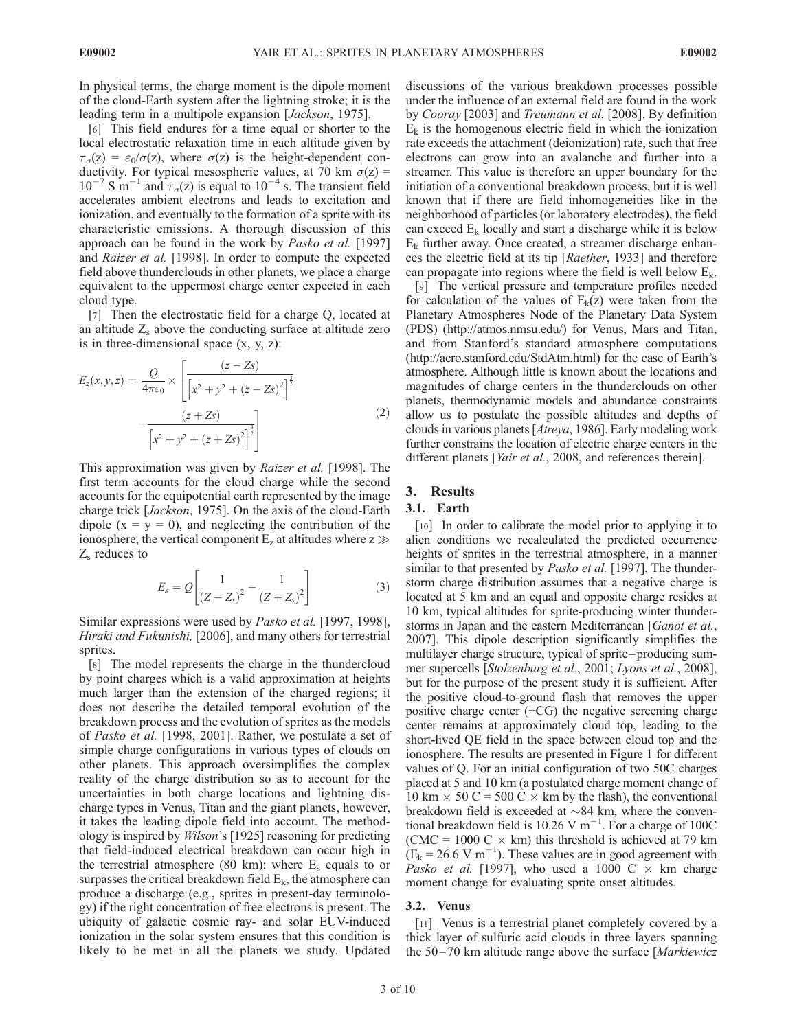In physical terms, the charge moment is the dipole moment of the cloud-Earth system after the lightning stroke; it is the leading term in a multipole expansion [*Jackson*, 1975].

[6] This field endures for a time equal or shorter to the local electrostatic relaxation time in each altitude given by $\tau_\sigma(z) = \varepsilon_0/\sigma(z)$, where $\sigma(z)$ is the height-dependent conductivity. For typical mesospheric values, at 70 km $\sigma(z) = 10^{-7}$ S m$^{-1}$ and $\tau_\sigma(z)$ is equal to $10^{-4}$ s. The transient field accelerates ambient electrons and leads to excitation and ionization, and eventually to the formation of a sprite with its characteristic emissions. A thorough discussion of this approach can be found in the work by *Pasko et al.* [1997] and *Raizer et al.* [1998]. In order to compute the expected field above thunderclouds in other planets, we place a charge equivalent to the uppermost charge center expected in each cloud type.

[7] Then the electrostatic field for a charge Q, located at an altitude $Z_s$ above the conducting surface at altitude zero is in three-dimensional space (x, y, z):

$$E_z(x,y,z) = \frac{Q}{4\pi\varepsilon_0} \times \left[ \frac{(z - Zs)}{\left[x^2 + y^2 + (z - Zs)^2\right]^{\frac{3}{2}}} - \frac{(z + Zs)}{\left[x^2 + y^2 + (z + Zs)^2\right]^{\frac{3}{2}}} \right] \tag{2}$$

This approximation was given by *Raizer et al.* [1998]. The first term accounts for the cloud charge while the second accounts for the equipotential earth represented by the image charge trick [*Jackson*, 1975]. On the axis of the cloud-Earth dipole (x = y = 0), and neglecting the contribution of the ionosphere, the vertical component $E_z$ at altitudes where $z \gg Z_s$ reduces to

$$E_s = Q\left[\frac{1}{(Z - Z_s)^2} - \frac{1}{(Z + Z_s)^2}\right] \tag{3}$$

Similar expressions were used by *Pasko et al.* [1997, 1998], *Hiraki and Fukunishi,* [2006], and many others for terrestrial sprites.

[8] The model represents the charge in the thundercloud by point charges which is a valid approximation at heights much larger than the extension of the charged regions; it does not describe the detailed temporal evolution of the breakdown process and the evolution of sprites as the models of *Pasko et al.* [1998, 2001]. Rather, we postulate a set of simple charge configurations in various types of clouds on other planets. This approach oversimplifies the complex reality of the charge distribution so as to account for the uncertainties in both charge locations and lightning discharge types in Venus, Titan and the giant planets, however, it takes the leading dipole field into account. The methodology is inspired by *Wilson*'s [1925] reasoning for predicting that field-induced electrical breakdown can occur high in the terrestrial atmosphere (80 km): where $E_s$ equals to or surpasses the critical breakdown field $E_k$, the atmosphere can produce a discharge (e.g., sprites in present-day terminology) if the right concentration of free electrons is present. The ubiquity of galactic cosmic ray- and solar EUV-induced ionization in the solar system ensures that this condition is likely to be met in all the planets we study. Updated discussions of the various breakdown processes possible under the influence of an external field are found in the work by *Cooray* [2003] and *Treumann et al.* [2008]. By definition $E_k$ is the homogenous electric field in which the ionization rate exceeds the attachment (deionization) rate, such that free electrons can grow into an avalanche and further into a streamer. This value is therefore an upper boundary for the initiation of a conventional breakdown process, but it is well known that if there are field inhomogeneities like in the neighborhood of particles (or laboratory electrodes), the field can exceed $E_k$ locally and start a discharge while it is below $E_k$ further away. Once created, a streamer discharge enhances the electric field at its tip [*Raether*, 1933] and therefore can propagate into regions where the field is well below $E_k$.

[9] The vertical pressure and temperature profiles needed for calculation of the values of $E_k(z)$ were taken from the Planetary Atmospheres Node of the Planetary Data System (PDS) (http://atmos.nmsu.edu/) for Venus, Mars and Titan, and from Stanford's standard atmosphere computations (http://aero.stanford.edu/StdAtm.html) for the case of Earth's atmosphere. Although little is known about the locations and magnitudes of charge centers in the thunderclouds on other planets, thermodynamic models and abundance constraints allow us to postulate the possible altitudes and depths of clouds in various planets [*Atreya*, 1986]. Early modeling work further constrains the location of electric charge centers in the different planets [*Yair et al.*, 2008, and references therein].

## 3. Results

### 3.1. Earth

[10] In order to calibrate the model prior to applying it to alien conditions we recalculated the predicted occurrence heights of sprites in the terrestrial atmosphere, in a manner similar to that presented by *Pasko et al.* [1997]. The thunderstorm charge distribution assumes that a negative charge is located at 5 km and an equal and opposite charge resides at 10 km, typical altitudes for sprite-producing winter thunderstorms in Japan and the eastern Mediterranean [*Ganot et al.*, 2007]. This dipole description significantly simplifies the multilayer charge structure, typical of sprite–producing summer supercells [*Stolzenburg et al.*, 2001; *Lyons et al.*, 2008], but for the purpose of the present study it is sufficient. After the positive cloud-to-ground flash that removes the upper positive charge center (+CG) the negative screening charge center remains at approximately cloud top, leading to the short-lived QE field in the space between cloud top and the ionosphere. The results are presented in Figure 1 for different values of Q. For an initial configuration of two 50C charges placed at 5 and 10 km (a postulated charge moment change of 10 km × 50 C = 500 C × km by the flash), the conventional breakdown field is exceeded at ~84 km, where the conventional breakdown field is 10.26 V m$^{-1}$. For a charge of 100C (CMC = 1000 C × km) this threshold is achieved at 79 km ($E_k$ = 26.6 V m$^{-1}$). These values are in good agreement with *Pasko et al.* [1997], who used a 1000 C × km charge moment change for evaluating sprite onset altitudes.

### 3.2. Venus

[11] Venus is a terrestrial planet completely covered by a thick layer of sulfuric acid clouds in three layers spanning the 50–70 km altitude range above the surface [*Markiewicz*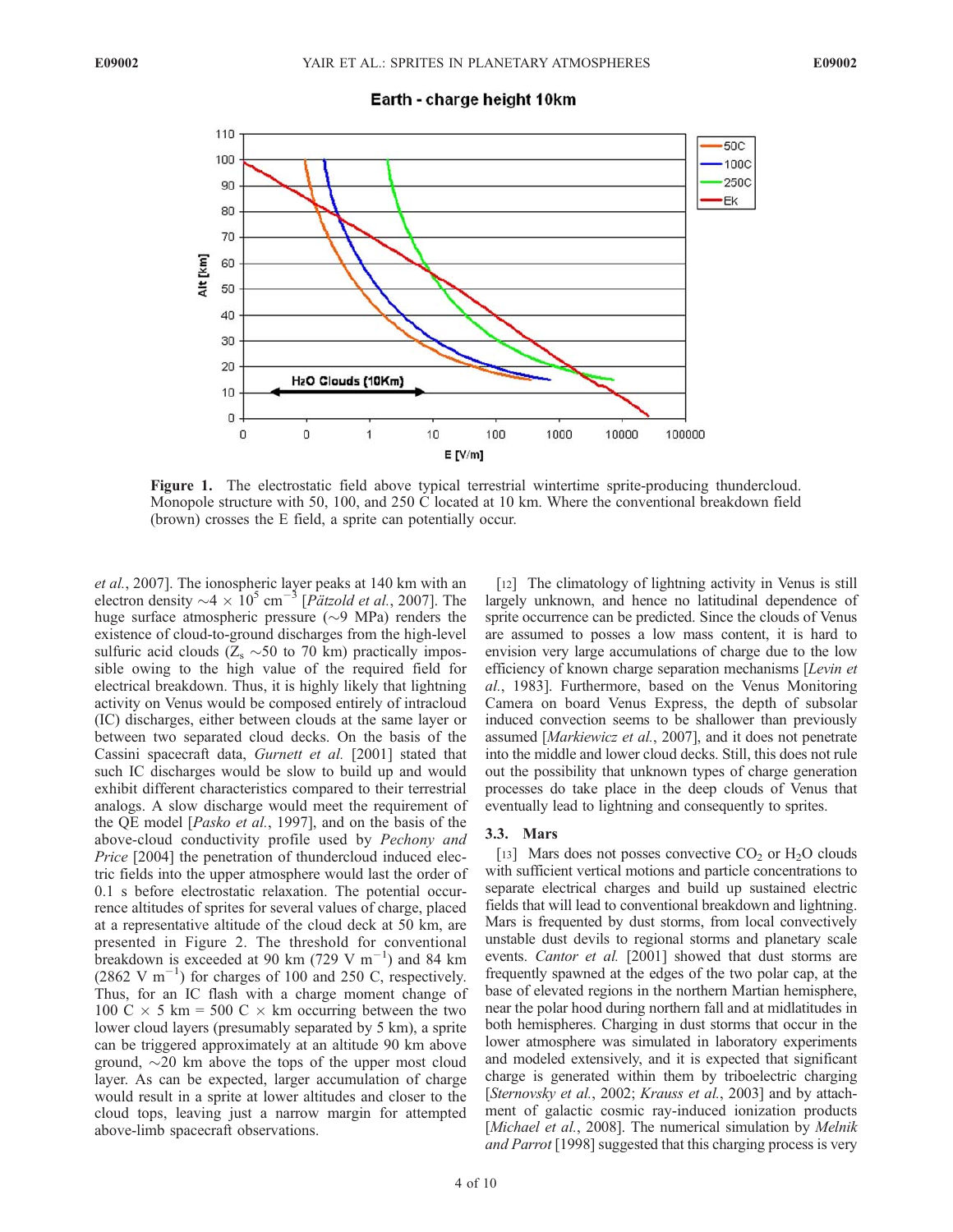**Figure 1.** The electrostatic field above typical terrestrial wintertime sprite-producing thundercloud. Monopole structure with 50, 100, and 250 C located at 10 km. Where the conventional breakdown field (brown) crosses the E field, a sprite can potentially occur.

*et al.*, 2007]. The ionospheric layer peaks at 140 km with an electron density $\sim 4 \times 10^5$ cm$^{-3}$ [*Pätzold et al.*, 2007]. The huge surface atmospheric pressure ($\sim$9 MPa) renders the existence of cloud-to-ground discharges from the high-level sulfuric acid clouds ($Z_s$ $\sim$50 to 70 km) practically impossible owing to the high value of the required field for electrical breakdown. Thus, it is highly likely that lightning activity on Venus would be composed entirely of intracloud (IC) discharges, either between clouds at the same layer or between two separated cloud decks. On the basis of the Cassini spacecraft data, *Gurnett et al.* [2001] stated that such IC discharges would be slow to build up and would exhibit different characteristics compared to their terrestrial analogs. A slow discharge would meet the requirement of the QE model [*Pasko et al.*, 1997], and on the basis of the above-cloud conductivity profile used by *Pechony and Price* [2004] the penetration of thundercloud induced electric fields into the upper atmosphere would last the order of 0.1 s before electrostatic relaxation. The potential occurrence altitudes of sprites for several values of charge, placed at a representative altitude of the cloud deck at 50 km, are presented in Figure 2. The threshold for conventional breakdown is exceeded at 90 km (729 V m$^{-1}$) and 84 km (2862 V m$^{-1}$) for charges of 100 and 250 C, respectively. Thus, for an IC flash with a charge moment change of 100 C $\times$ 5 km = 500 C $\times$ km occurring between the two lower cloud layers (presumably separated by 5 km), a sprite can be triggered approximately at an altitude 90 km above ground, $\sim$20 km above the tops of the upper most cloud layer. As can be expected, larger accumulation of charge would result in a sprite at lower altitudes and closer to the cloud tops, leaving just a narrow margin for attempted above-limb spacecraft observations.

[12] The climatology of lightning activity in Venus is still largely unknown, and hence no latitudinal dependence of sprite occurrence can be predicted. Since the clouds of Venus are assumed to posses a low mass content, it is hard to envision very large accumulations of charge due to the low efficiency of known charge separation mechanisms [*Levin et al.*, 1983]. Furthermore, based on the Venus Monitoring Camera on board Venus Express, the depth of subsolar induced convection seems to be shallower than previously assumed [*Markiewicz et al.*, 2007], and it does not penetrate into the middle and lower cloud decks. Still, this does not rule out the possibility that unknown types of charge generation processes do take place in the deep clouds of Venus that eventually lead to lightning and consequently to sprites.

### 3.3. Mars

[13] Mars does not posses convective $CO_2$ or $H_2O$ clouds with sufficient vertical motions and particle concentrations to separate electrical charges and build up sustained electric fields that will lead to conventional breakdown and lightning. Mars is frequented by dust storms, from local convectively unstable dust devils to regional storms and planetary scale events. *Cantor et al.* [2001] showed that dust storms are frequently spawned at the edges of the two polar cap, at the base of elevated regions in the northern Martian hemisphere, near the polar hood during northern fall and at midlatitudes in both hemispheres. Charging in dust storms that occur in the lower atmosphere was simulated in laboratory experiments and modeled extensively, and it is expected that significant charge is generated within them by triboelectric charging [*Sternovsky et al.*, 2002; *Krauss et al.*, 2003] and by attachment of galactic cosmic ray-induced ionization products [*Michael et al.*, 2008]. The numerical simulation by *Melnik and Parrot* [1998] suggested that this charging process is very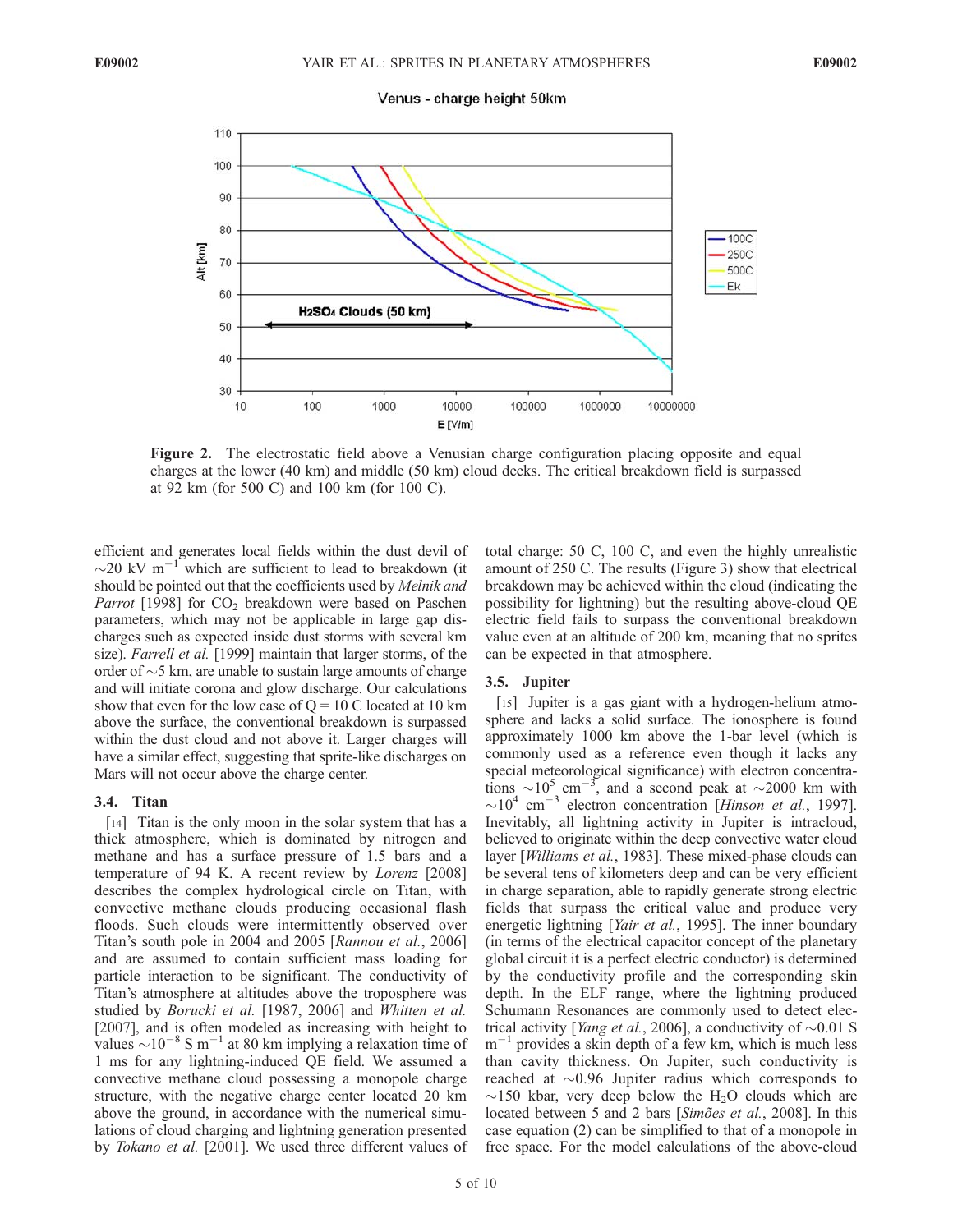Figure 2. The electrostatic field above a Venusian charge configuration placing opposite and equal charges at the lower (40 km) and middle (50 km) cloud decks. The critical breakdown field is surpassed at 92 km (for 500 C) and 100 km (for 100 C).

efficient and generates local fields within the dust devil of $\sim$20 kV m$^{-1}$ which are sufficient to lead to breakdown (it should be pointed out that the coefficients used by *Melnik and Parrot* [1998] for $CO_2$ breakdown were based on Paschen parameters, which may not be applicable in large gap discharges such as expected inside dust storms with several km size). *Farrell et al.* [1999] maintain that larger storms, of the order of $\sim$5 km, are unable to sustain large amounts of charge and will initiate corona and glow discharge. Our calculations show that even for the low case of Q = 10 C located at 10 km above the surface, the conventional breakdown is surpassed within the dust cloud and not above it. Larger charges will have a similar effect, suggesting that sprite-like discharges on Mars will not occur above the charge center.

### 3.4. Titan

[14] Titan is the only moon in the solar system that has a thick atmosphere, which is dominated by nitrogen and methane and has a surface pressure of 1.5 bars and a temperature of 94 K. A recent review by *Lorenz* [2008] describes the complex hydrological circle on Titan, with convective methane clouds producing occasional flash floods. Such clouds were intermittently observed over Titan's south pole in 2004 and 2005 [*Rannou et al.*, 2006] and are assumed to contain sufficient mass loading for particle interaction to be significant. The conductivity of Titan's atmosphere at altitudes above the troposphere was studied by *Borucki et al.* [1987, 2006] and *Whitten et al.* [2007], and is often modeled as increasing with height to values $\sim 10^{-8}$ S m$^{-1}$ at 80 km implying a relaxation time of 1 ms for any lightning-induced QE field. We assumed a convective methane cloud possessing a monopole charge structure, with the negative charge center located 20 km above the ground, in accordance with the numerical simulations of cloud charging and lightning generation presented by *Tokano et al.* [2001]. We used three different values of total charge: 50 C, 100 C, and even the highly unrealistic amount of 250 C. The results (Figure 3) show that electrical breakdown may be achieved within the cloud (indicating the possibility for lightning) but the resulting above-cloud QE electric field fails to surpass the conventional breakdown value even at an altitude of 200 km, meaning that no sprites can be expected in that atmosphere.

### 3.5. Jupiter

[15] Jupiter is a gas giant with a hydrogen-helium atmosphere and lacks a solid surface. The ionosphere is found approximately 1000 km above the 1-bar level (which is commonly used as a reference even though it lacks any special meteorological significance) with electron concentrations $\sim 10^5$ cm$^{-3}$, and a second peak at $\sim$2000 km with $\sim 10^4$ cm$^{-3}$ electron concentration [*Hinson et al.*, 1997]. Inevitably, all lightning activity in Jupiter is intracloud, believed to originate within the deep convective water cloud layer [*Williams et al.*, 1983]. These mixed-phase clouds can be several tens of kilometers deep and can be very efficient in charge separation, able to rapidly generate strong electric fields that surpass the critical value and produce very energetic lightning [*Yair et al.*, 1995]. The inner boundary (in terms of the electrical capacitor concept of the planetary global circuit it is a perfect electric conductor) is determined by the conductivity profile and the corresponding skin depth. In the ELF range, where the lightning produced Schumann Resonances are commonly used to detect electrical activity [*Yang et al.*, 2006], a conductivity of $\sim$0.01 S m$^{-1}$ provides a skin depth of a few km, which is much less than cavity thickness. On Jupiter, such conductivity is reached at $\sim$0.96 Jupiter radius which corresponds to $\sim$150 kbar, very deep below the $H_2O$ clouds which are located between 5 and 2 bars [*Simões et al.*, 2008]. In this case equation (2) can be simplified to that of a monopole in free space. For the model calculations of the above-cloud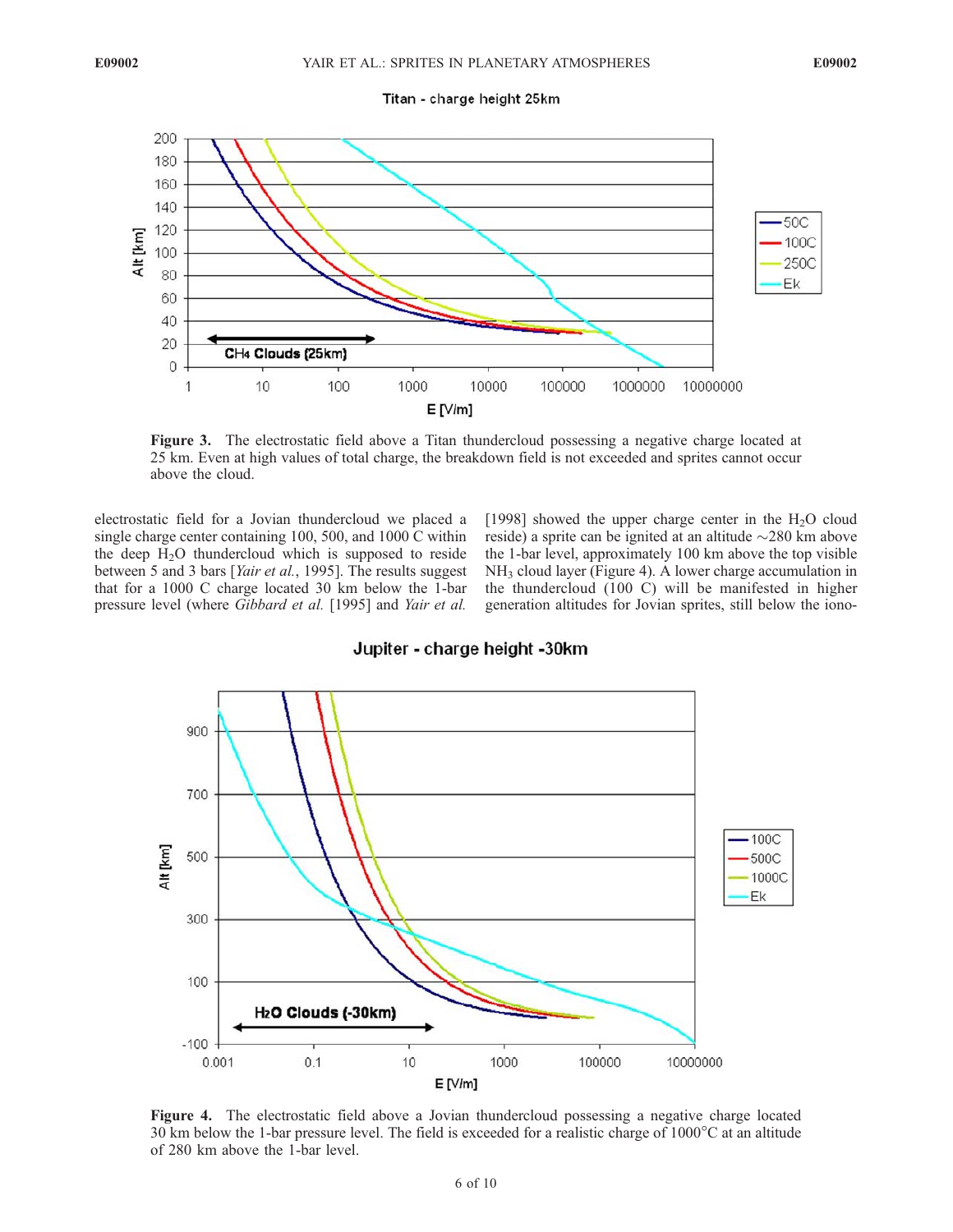Titan - charge height 25km

**Figure 3.** The electrostatic field above a Titan thundercloud possessing a negative charge located at 25 km. Even at high values of total charge, the breakdown field is not exceeded and sprites cannot occur above the cloud.

electrostatic field for a Jovian thundercloud we placed a single charge center containing 100, 500, and 1000 C within the deep $H_2O$ thundercloud which is supposed to reside between 5 and 3 bars [*Yair et al.*, 1995]. The results suggest that for a 1000 C charge located 30 km below the 1-bar pressure level (where *Gibbard et al.* [1995] and *Yair et al.* [1998] showed the upper charge center in the $H_2O$ cloud reside) a sprite can be ignited at an altitude ~280 km above the 1-bar level, approximately 100 km above the top visible $NH_3$ cloud layer (Figure 4). A lower charge accumulation in the thundercloud (100 C) will be manifested in higher generation altitudes for Jovian sprites, still below the iono-

Jupiter - charge height -30km

**Figure 4.** The electrostatic field above a Jovian thundercloud possessing a negative charge located 30 km below the 1-bar pressure level. The field is exceeded for a realistic charge of 1000°C at an altitude of 280 km above the 1-bar level.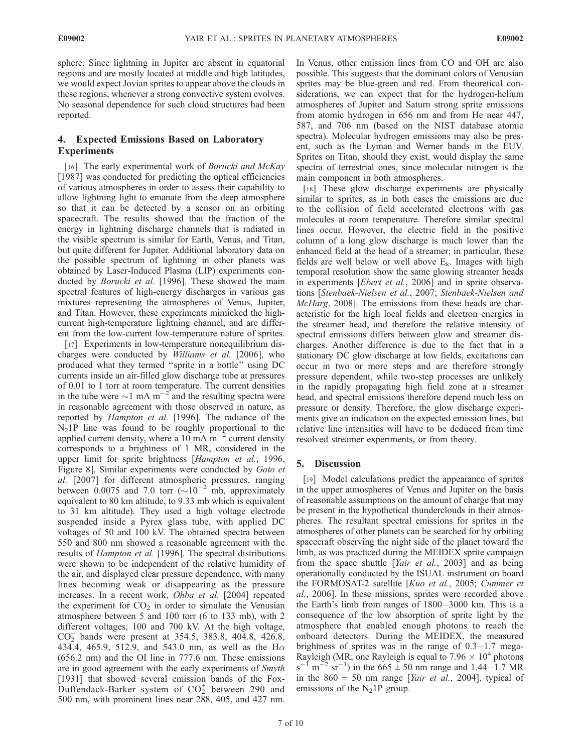sphere. Since lightning in Jupiter are absent in equatorial regions and are mostly located at middle and high latitudes, we would expect Jovian sprites to appear above the clouds in these regions, whenever a strong convective system evolves. No seasonal dependence for such cloud structures had been reported.

## 4. Expected Emissions Based on Laboratory Experiments

[16] The early experimental work of *Borucki and McKay* [1987] was conducted for predicting the optical efficiencies of various atmospheres in order to assess their capability to allow lightning light to emanate from the deep atmosphere so that it can be detected by a sensor on an orbiting spacecraft. The results showed that the fraction of the energy in lightning discharge channels that is radiated in the visible spectrum is similar for Earth, Venus, and Titan, but quite different for Jupiter. Additional laboratory data on the possible spectrum of lightning in other planets was obtained by Laser-Induced Plasma (LIP) experiments conducted by *Borucki et al.* [1996]. These showed the main spectral features of high-energy discharges in various gas mixtures representing the atmospheres of Venus, Jupiter, and Titan. However, these experiments mimicked the high-current high-temperature lightning channel, and are different from the low-current low-temperature nature of sprites.

[17] Experiments in low-temperature nonequilibrium discharges were conducted by *Williams et al.* [2006], who produced what they termed "sprite in a bottle" using DC currents inside an air-filled glow discharge tube at pressures of 0.01 to 1 torr at room temperature. The current densities in the tube were $\sim$1 mA $m^{-2}$ and the resulting spectra were in reasonable agreement with those observed in nature, as reported by *Hampton et al.* [1996]. The radiance of the $N_2$1P line was found to be roughly proportional to the applied current density, where a 10 mA $m^{-2}$ current density corresponds to a brightness of 1 MR, considered in the upper limit for sprite brightness [*Hampton et al.*, 1996, Figure 8]. Similar experiments were conducted by *Goto et al.* [2007] for different atmospheric pressures, ranging between 0.0075 and 7.0 torr ($\sim 10^{-2}$ mb, approximately equivalent to 80 km altitude, to 9.33 mb which is equivalent to 31 km altitude). They used a high voltage electrode suspended inside a Pyrex glass tube, with applied DC voltages of 50 and 100 kV. The obtained spectra between 550 and 800 nm showed a reasonable agreement with the results of *Hampton et al.* [1996]. The spectral distributions were shown to be independent of the relative humidity of the air, and displayed clear pressure dependence, with many lines becoming weak or disappearing as the pressure increases. In a recent work, *Ohba et al.* [2004] repeated the experiment for $CO_2$ in order to simulate the Venusian atmosphere between 5 and 100 torr (6 to 133 mb), with 2 different voltages, 100 and 700 kV. At the high voltage, $CO_2^+$ bands were present at 354.5, 383.8, 404.8, 426.8, 434.4, 465.9, 512.9, and 543.0 nm, as well as the H$\alpha$ (656.2 nm) and the OI line in 777.6 nm. These emissions are in good agreement with the early experiments of *Smyth* [1931] that showed several emission bands of the Fox-Duffendack-Barker system of $CO_2^+$ between 290 and 500 nm, with prominent lines near 288, 405, and 427 nm. In Venus, other emission lines from CO and OH are also possible. This suggests that the dominant colors of Venusian sprites may be blue-green and red. From theoretical considerations, we can expect that for the hydrogen-helium atmospheres of Jupiter and Saturn strong sprite emissions from atomic hydrogen in 656 nm and from He near 447, 587, and 706 nm (based on the NIST database atomic spectra). Molecular hydrogen emissions may also be present, such as the Lyman and Werner bands in the EUV. Sprites on Titan, should they exist, would display the same spectra of terrestrial ones, since molecular nitrogen is the main component in both atmospheres.

[18] These glow discharge experiments are physically similar to sprites, as in both cases the emissions are due to the collision of field accelerated electrons with gas molecules at room temperature. Therefore similar spectral lines occur. However, the electric field in the positive column of a long glow discharge is much lower than the enhanced field at the head of a streamer; in particular, these fields are well below or well above $E_k$. Images with high temporal resolution show the same glowing streamer heads in experiments [*Ebert et al.*, 2006] and in sprite observations [*Stenbaek-Nielsen et al.*, 2007; *Stenbaek-Nielsen and McHarg*, 2008]. The emissions from these heads are characteristic for the high local fields and electron energies in the streamer head, and therefore the relative intensity of spectral emissions differs between glow and streamer discharges. Another difference is due to the fact that in a stationary DC glow discharge at low fields, excitations can occur in two or more steps and are therefore strongly pressure dependent, while two-step processes are unlikely in the rapidly propagating high field zone at a streamer head, and spectral emissions therefore depend much less on pressure or density. Therefore, the glow discharge experiments give an indication on the expected emission lines, but relative line intensities will have to be deduced from time resolved streamer experiments, or from theory.

## 5. Discussion

[19] Model calculations predict the appearance of sprites in the upper atmospheres of Venus and Jupiter on the basis of reasonable assumptions on the amount of charge that may be present in the hypothetical thunderclouds in their atmospheres. The resultant spectral emissions for sprites in the atmospheres of other planets can be searched for by orbiting spacecraft observing the night side of the planet toward the limb, as was practiced during the MEIDEX sprite campaign from the space shuttle [*Yair et al.*, 2003] and as being operationally conducted by the ISUAL instrument on board the FORMOSAT-2 satellite [*Kuo et al.*, 2005; *Cummer et al.*, 2006]. In these missions, sprites were recorded above the Earth's limb from ranges of 1800–3000 km. This is a consequence of the low absorption of sprite light by the atmosphere that enabled enough photons to reach the onboard detectors. During the MEIDEX, the measured brightness of sprites was in the range of 0.3–1.7 mega-Rayleigh (MR; one Rayleigh is equal to $7.96 \times 10^4$ photons $s^{-1}$ $m^{-2}$ $sr^{-1}$) in the $665 \pm 50$ nm range and 1.44–1.7 MR in the $860 \pm 50$ nm range [*Yair et al.*, 2004], typical of emissions of the $N_2$1P group.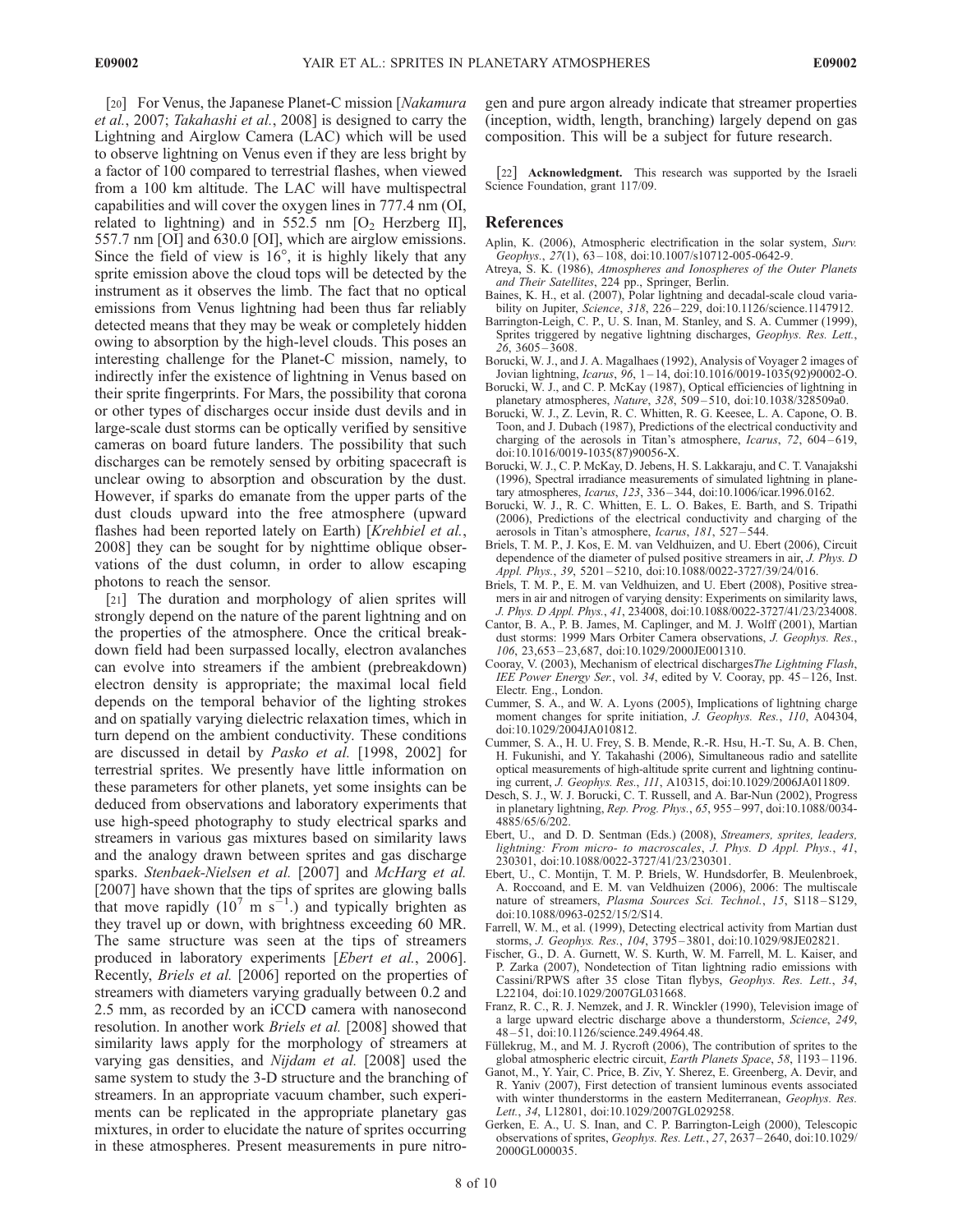[20] For Venus, the Japanese Planet-C mission [*Nakamura et al.*, 2007; *Takahashi et al.*, 2008] is designed to carry the Lightning and Airglow Camera (LAC) which will be used to observe lightning on Venus even if they are less bright by a factor of 100 compared to terrestrial flashes, when viewed from a 100 km altitude. The LAC will have multispectral capabilities and will cover the oxygen lines in 777.4 nm (OI, related to lightning) and in 552.5 nm [$O_2$ Herzberg II], 557.7 nm [OI] and 630.0 [OI], which are airglow emissions. Since the field of view is 16°, it is highly likely that any sprite emission above the cloud tops will be detected by the instrument as it observes the limb. The fact that no optical emissions from Venus lightning had been thus far reliably detected means that they may be weak or completely hidden owing to absorption by the high-level clouds. This poses an interesting challenge for the Planet-C mission, namely, to indirectly infer the existence of lightning in Venus based on their sprite fingerprints. For Mars, the possibility that corona or other types of discharges occur inside dust devils and in large-scale dust storms can be optically verified by sensitive cameras on board future landers. The possibility that such discharges can be remotely sensed by orbiting spacecraft is unclear owing to absorption and obscuration by the dust. However, if sparks do emanate from the upper parts of the dust clouds upward into the free atmosphere (upward flashes had been reported lately on Earth) [*Krehbiel et al.*, 2008] they can be sought for by nighttime oblique observations of the dust column, in order to allow escaping photons to reach the sensor.

[21] The duration and morphology of alien sprites will strongly depend on the nature of the parent lightning and on the properties of the atmosphere. Once the critical breakdown field had been surpassed locally, electron avalanches can evolve into streamers if the ambient (prebreakdown) electron density is appropriate; the maximal local field depends on the temporal behavior of the lighting strokes and on spatially varying dielectric relaxation times, which in turn depend on the ambient conductivity. These conditions are discussed in detail by *Pasko et al.* [1998, 2002] for terrestrial sprites. We presently have little information on these parameters for other planets, yet some insights can be deduced from observations and laboratory experiments that use high-speed photography to study electrical sparks and streamers in various gas mixtures based on similarity laws and the analogy drawn between sprites and gas discharge sparks. *Stenbaek-Nielsen et al.* [2007] and *McHarg et al.* [2007] have shown that the tips of sprites are glowing balls that move rapidly ($10^7$ m $s^{-1}$.) and typically brighten as they travel up or down, with brightness exceeding 60 MR. The same structure was seen at the tips of streamers produced in laboratory experiments [*Ebert et al.*, 2006]. Recently, *Briels et al.* [2006] reported on the properties of streamers with diameters varying gradually between 0.2 and 2.5 mm, as recorded by an iCCD camera with nanosecond resolution. In another work *Briels et al.* [2008] showed that similarity laws apply for the morphology of streamers at varying gas densities, and *Nijdam et al.* [2008] used the same system to study the 3-D structure and the branching of streamers. In an appropriate vacuum chamber, such experiments can be replicated in the appropriate planetary gas mixtures, in order to elucidate the nature of sprites occurring in these atmospheres. Present measurements in pure nitrogen and pure argon already indicate that streamer properties (inception, width, length, branching) largely depend on gas composition. This will be a subject for future research.

[22] **Acknowledgment.** This research was supported by the Israeli Science Foundation, grant 117/09.

## References

Aplin, K. (2006), Atmospheric electrification in the solar system, *Surv. Geophys.*, *27*(1), 63–108, doi:10.1007/s10712-005-0642-9.

Atreya, S. K. (1986), *Atmospheres and Ionospheres of the Outer Planets and Their Satellites*, 224 pp., Springer, Berlin.

Baines, K. H., et al. (2007), Polar lightning and decadal-scale cloud variability on Jupiter, *Science*, *318*, 226–229, doi:10.1126/science.1147912.

Barrington-Leigh, C. P., U. S. Inan, M. Stanley, and S. A. Cummer (1999), Sprites triggered by negative lightning discharges, *Geophys. Res. Lett.*, *26*, 3605–3608.

Borucki, W. J., and J. A. Magalhaes (1992), Analysis of Voyager 2 images of Jovian lightning, *Icarus*, *96*, 1–14, doi:10.1016/0019-1035(92)90002-O.

Borucki, W. J., and C. P. McKay (1987), Optical efficiencies of lightning in planetary atmospheres, *Nature*, *328*, 509–510, doi:10.1038/328509a0.

Borucki, W. J., Z. Levin, R. C. Whitten, R. G. Keesee, L. A. Capone, O. B. Toon, and J. Dubach (1987), Predictions of the electrical conductivity and charging of the aerosols in Titan's atmosphere, *Icarus*, *72*, 604–619, doi:10.1016/0019-1035(87)90056-X.

Borucki, W. J., C. P. McKay, D. Jebens, H. S. Lakkaraju, and C. T. Vanajakshi (1996), Spectral irradiance measurements of simulated lightning in planetary atmospheres, *Icarus*, *123*, 336–344, doi:10.1006/icar.1996.0162.

Borucki, W. J., R. C. Whitten, E. L. O. Bakes, E. Barth, and S. Tripathi (2006), Predictions of the electrical conductivity and charging of the aerosols in Titan's atmosphere, *Icarus*, *181*, 527–544.

Briels, T. M. P., J. Kos, E. M. van Veldhuizen, and U. Ebert (2006), Circuit dependence of the diameter of pulsed positive streamers in air, *J. Phys. D Appl. Phys.*, *39*, 5201–5210, doi:10.1088/0022-3727/39/24/016.

Briels, T. M. P., E. M. van Veldhuizen, and U. Ebert (2008), Positive streamers in air and nitrogen of varying density: Experiments on similarity laws, *J. Phys. D Appl. Phys.*, *41*, 234008, doi:10.1088/0022-3727/41/23/234008.

Cantor, B. A., P. B. James, M. Caplinger, and M. J. Wolff (2001), Martian dust storms: 1999 Mars Orbiter Camera observations, *J. Geophys. Res.*, *106*, 23,653–23,687, doi:10.1029/2000JE001310.

Cooray, V. (2003), Mechanism of electrical discharges*The Lightning Flash*, *IEE Power Energy Ser.*, vol. *34*, edited by V. Cooray, pp. 45–126, Inst. Electr. Eng., London.

Cummer, S. A., and W. A. Lyons (2005), Implications of lightning charge moment changes for sprite initiation, *J. Geophys. Res.*, *110*, A04304, doi:10.1029/2004JA010812.

Cummer, S. A., H. U. Frey, S. B. Mende, R.-R. Hsu, H.-T. Su, A. B. Chen, H. Fukunishi, and Y. Takahashi (2006), Simultaneous radio and satellite optical measurements of high-altitude sprite current and lightning continuing current, *J. Geophys. Res.*, *111*, A10315, doi:10.1029/2006JA011809.

Desch, S. J., W. J. Borucki, C. T. Russell, and A. Bar-Nun (2002), Progress in planetary lightning, *Rep. Prog. Phys.*, *65*, 955–997, doi:10.1088/0034-4885/65/6/202.

Ebert, U., and D. D. Sentman (Eds.) (2008), *Streamers, sprites, leaders, lightning: From micro- to macroscales*, *J. Phys. D Appl. Phys.*, *41*, 230301, doi:10.1088/0022-3727/41/23/230301.

Ebert, U., C. Montijn, T. M. P. Briels, W. Hundsdorfer, B. Meulenbroek, A. Roccoand, and E. M. van Veldhuizen (2006), 2006: The multiscale nature of streamers, *Plasma Sources Sci. Technol.*, *15*, S118–S129, doi:10.1088/0963-0252/15/2/S14.

Farrell, W. M., et al. (1999), Detecting electrical activity from Martian dust storms, *J. Geophys. Res.*, *104*, 3795–3801, doi:10.1029/98JE02821.

Fischer, G., D. A. Gurnett, W. S. Kurth, W. M. Farrell, M. L. Kaiser, and P. Zarka (2007), Nondetection of Titan lightning radio emissions with Cassini/RPWS after 35 close Titan flybys, *Geophys. Res. Lett.*, *34*, L22104, doi:10.1029/2007GL031668.

Franz, R. C., R. J. Nemzek, and J. R. Winckler (1990), Television image of a large upward electric discharge above a thunderstorm, *Science*, *249*, 48–51, doi:10.1126/science.249.4964.48.

Füllekrug, M., and M. J. Rycroft (2006), The contribution of sprites to the global atmospheric electric circuit, *Earth Planets Space*, *58*, 1193–1196.

Ganot, M., Y. Yair, C. Price, B. Ziv, Y. Sherez, E. Greenberg, A. Devir, and R. Yaniv (2007), First detection of transient luminous events associated with winter thunderstorms in the eastern Mediterranean, *Geophys. Res. Lett.*, *34*, L12801, doi:10.1029/2007GL029258.

Gerken, E. A., U. S. Inan, and C. P. Barrington-Leigh (2000), Telescopic observations of sprites, *Geophys. Res. Lett.*, *27*, 2637–2640, doi:10.1029/2000GL000035.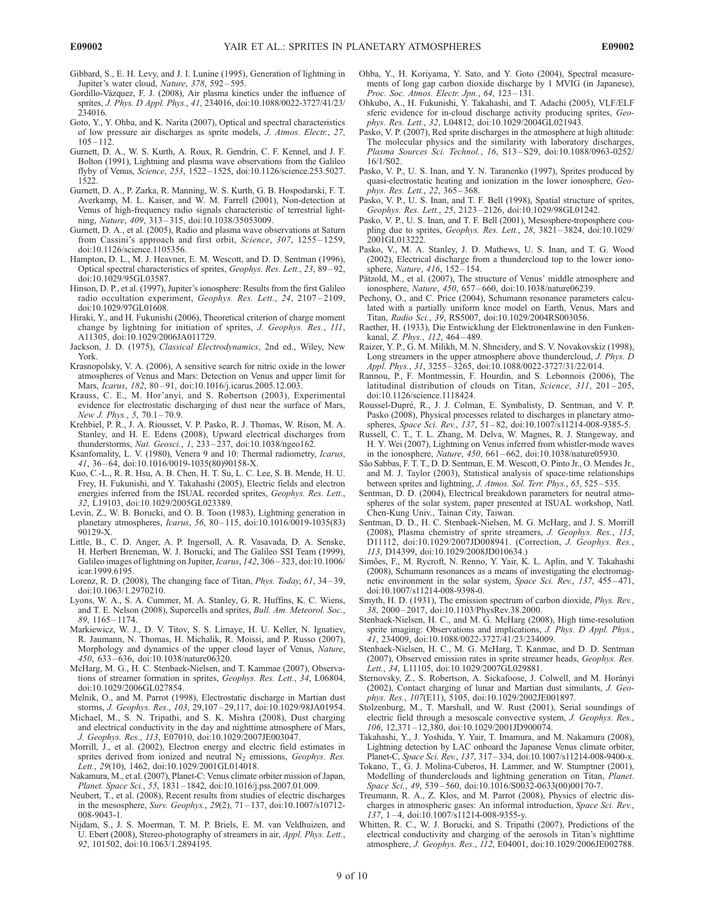Gibbard, S., E. H. Levy, and J. I. Lunine (1995), Generation of lightning in Jupiter's water cloud, *Nature*, *378*, 592–595.

Gordillo-Vázquez, F. J. (2008), Air plasma kinetics under the influence of sprites, *J. Phys. D Appl. Phys.*, *41*, 234016, doi:10.1088/0022-3727/41/23/234016.

Goto, Y., Y. Ohba, and K. Narita (2007), Optical and spectral characteristics of low pressure air discharges as sprite models, *J. Atmos. Electr.*, *27*, 105–112.

Gurnett, D. A., W. S. Kurth, A. Roux, R. Gendrin, C. F. Kennel, and J. F. Bolton (1991), Lightning and plasma wave observations from the Galileo flyby of Venus, *Science*, *253*, 1522–1525, doi:10.1126/science.253.5027.1522.

Gurnett, D. A., P. Zarka, R. Manning, W. S. Kurth, G. B. Hospodarski, F. T. Averkamp, M. L. Kaiser, and W. M. Farrell (2001), Non-detection at Venus of high-frequency radio signals characteristic of terrestrial lightning, *Nature*, *409*, 313–315, doi:10.1038/35053009.

Gurnett, D. A., et al. (2005), Radio and plasma wave observations at Saturn from Cassini's approach and first orbit, *Science*, *307*, 1255–1259, doi:10.1126/science.1105356.

Hampton, D. L., M. J. Heavner, E. M. Wescott, and D. D. Sentman (1996), Optical spectral characteristics of sprites, *Geophys. Res. Lett.*, *23*, 89–92, doi:10.1029/95GL03587.

Hinson, D. P., et al. (1997), Jupiter's ionosphere: Results from the first Galileo radio occultation experiment, *Geophys. Res. Lett.*, *24*, 2107–2109, doi:10.1029/97GL01608.

Hiraki, Y., and H. Fukunishi (2006), Theoretical criterion of charge moment change by lightning for initiation of sprites, *J. Geophys. Res.*, *111*, A11305, doi:10.1029/2006JA011729.

Jackson, J. D. (1975), *Classical Electrodynamics*, 2nd ed., Wiley, New York.

Krasnopolsky, V. A. (2006), A sensitive search for nitric oxide in the lower atmospheres of Venus and Mars: Detection on Venus and upper limit for Mars, *Icarus*, *182*, 80–91, doi:10.1016/j.icarus.2005.12.003.

Krauss, C. E., M. Hor'anyi, and S. Robertson (2003), Experimental evidence for electrostatic discharging of dust near the surface of Mars, *New J. Phys.*, *5*, 70.1–70.9.

Krehbiel, P. R., J. A. Riousset, V. P. Pasko, R. J. Thomas, W. Rison, M. A. Stanley, and H. E. Edens (2008), Upward electrical discharges from thunderstorms, *Nat. Geosci.*, *1*, 233–237, doi:10.1038/ngeo162.

Ksanfomality, L. V. (1980), Venera 9 and 10: Thermal radiometry, *Icarus*, *41*, 36–64, doi:10.1016/0019-1035(80)90158-X.

Kuo, C.-L., R. R. Hsu, A. B. Chen, H. T. Su, L. C. Lee, S. B. Mende, H. U. Frey, H. Fukunishi, and Y. Takahashi (2005), Electric fields and electron energies inferred from the ISUAL recorded sprites, *Geophys. Res. Lett.*, *32*, L19103, doi:10.1029/2005GL023389.

Levin, Z., W. B. Borucki, and O. B. Toon (1983), Lightning generation in planetary atmospheres, *Icarus*, *56*, 80–115, doi:10.1016/0019-1035(83)90129-X.

Little, B., C. D. Anger, A. P. Ingersoll, A. R. Vasavada, D. A. Senske, H. Herbert Breneman, W. J. Borucki, and The Galileo SSI Team (1999), Galileo images of lightning on Jupiter, *Icarus*, *142*, 306–323, doi:10.1006/icar.1999.6195.

Lorenz, R. D. (2008), The changing face of Titan, *Phys. Today*, *61*, 34–39, doi:10.1063/1.2970210.

Lyons, W. A., S. A. Cummer, M. A. Stanley, G. R. Huffins, K. C. Wiens, and T. E. Nelson (2008), Supercells and sprites, *Bull. Am. Meteorol. Soc.*, *89*, 1165–1174.

Markiewicz, W. J., D. V. Titov, S. S. Limaye, H. U. Keller, N. Ignatiev, R. Jaumann, N. Thomas, H. Michalik, R. Moissi, and P. Russo (2007), Morphology and dynamics of the upper cloud layer of Venus, *Nature*, *450*, 633–636, doi:10.1038/nature06320.

McHarg, M. G., H. C. Stenbaek-Nielsen, and T. Kammae (2007), Observations of streamer formation in sprites, *Geophys. Res. Lett.*, *34*, L06804, doi:10.1029/2006GL027854.

Melnik, O., and M. Parrot (1998), Electrostatic discharge in Martian dust storms, *J. Geophys. Res.*, *103*, 29,107–29,117, doi:10.1029/98JA01954.

Michael, M., S. N. Tripathi, and S. K. Mishra (2008), Dust charging and electrical conductivity in the day and nighttime atmosphere of Mars, *J. Geophys. Res.*, *113*, E07010, doi:10.1029/2007JE003047.

Morrill, J., et al. (2002), Electron energy and electric field estimates in sprites derived from ionized and neutral $N_2$ emissions, *Geophys. Res. Lett.*, *29*(10), 1462, doi:10.1029/2001GL014018.

Nakamura, M., et al. (2007), Planet-C: Venus climate orbiter mission of Japan, *Planet. Space Sci.*, *55*, 1831–1842, doi:10.1016/j.pss.2007.01.009.

Neubert, T., et al. (2008), Recent results from studies of electric discharges in the mesosphere, *Surv. Geophys.*, *29*(2), 71–137, doi:10.1007/s10712-008-9043-1.

Nijdam, S., J. S. Moerman, T. M. P. Briels, E. M. van Veldhuizen, and U. Ebert (2008), Stereo-photography of streamers in air, *Appl. Phys. Lett.*, *92*, 101502, doi:10.1063/1.2894195.

Ohba, Y., H. Koriyama, Y. Sato, and Y. Goto (2004), Spectral measurements of long gap carbon dioxide discharge by 1 MVIG (in Japanese), *Proc. Soc. Atmos. Electr. Jpn.*, *64*, 123–131.

Ohkubo, A., H. Fukunishi, Y. Takahashi, and T. Adachi (2005), VLF/ELF sferic evidence for in-cloud discharge activity producing sprites, *Geophys. Res. Lett.*, *32*, L04812, doi:10.1029/2004GL021943.

Pasko, V. P. (2007), Red sprite discharges in the atmosphere at high altitude: The molecular physics and the similarity with laboratory discharges, *Plasma Sources Sci. Technol.*, *16*, S13–S29, doi:10.1088/0963-0252/16/1/S02.

Pasko, V. P., U. S. Inan, and Y. N. Taranenko (1997), Sprites produced by quasi-electrostatic heating and ionization in the lower ionosphere, *Geophys. Res. Lett.*, *22*, 365–368.

Pasko, V. P., U. S. Inan, and T. F. Bell (1998), Spatial structure of sprites, *Geophys. Res. Lett.*, *25*, 2123–2126, doi:10.1029/98GL01242.

Pasko, V. P., U. S. Inan, and T. F. Bell (2001), Mesosphere-troposphere coupling due to sprites, *Geophys. Res. Lett.*, *28*, 3821–3824, doi:10.1029/2001GL013222.

Pasko, V., M. A. Stanley, J. D. Mathews, U. S. Inan, and T. G. Wood (2002), Electrical discharge from a thundercloud top to the lower ionosphere, *Nature*, *416*, 152–154.

Pätzold, M., et al. (2007), The structure of Venus' middle atmosphere and ionosphere, *Nature*, *450*, 657–660, doi:10.1038/nature06239.

Pechony, O., and C. Price (2004), Schumann resonance parameters calculated with a partially uniform knee model on Earth, Venus, Mars and Titan, *Radio Sci.*, *39*, RS5007, doi:10.1029/2004RS003056.

Raether, H. (1933), Die Entwicklung der Elektronenlawine in den Funkenkanal, *Z. Phys.*, *112*, 464–489.

Raizer, Y. P., G. M. Milikh, M. N. Shneidery, and S. V. Novakovskiz (1998), Long streamers in the upper atmosphere above thundercloud, *J. Phys. D Appl. Phys.*, *31*, 3255–3265, doi:10.1088/0022-3727/31/22/014.

Rannou, P., F. Montmessin, F. Hourdin, and S. Lebonnois (2006), The latitudinal distribution of clouds on Titan, *Science*, *311*, 201–205, doi:10.1126/science.1118424.

Roussel-Dupré, R., J. J. Colman, E. Symbalisty, D. Sentman, and V. P. Pasko (2008), Physical processes related to discharges in planetary atmospheres, *Space Sci. Rev.*, *137*, 51–82, doi:10.1007/s11214-008-9385-5.

Russell, C. T., T. L. Zhang, M. Delva, W. Magnes, R. J. Strangeway, and H. Y. Wei (2007), Lightning on Venus inferred from whistler-mode waves in the ionosphere, *Nature*, *450*, 661–662, doi:10.1038/nature05930.

São Sabbas, F. T. T., D. D. Sentman, E. M. Wescott, O. Pinto Jr., O. Mendes Jr., and M. J. Taylor (2003), Statistical analysis of space-time relationships between sprites and lightning, *J. Atmos. Sol. Terr. Phys.*, *65*, 525–535.

Sentman, D. D. (2004), Electrical breakdown parameters for neutral atmospheres of the solar system, paper presented at ISUAL workshop, Natl. Chen-Kung Univ., Tainan City, Taiwan.

Sentman, D. D., H. C. Stenbaek-Nielsen, M. G. McHarg, and J. S. Morrill (2008), Plasma chemistry of sprite streamers, *J. Geophys. Res.*, *113*, D11112, doi:10.1029/2007JD008941. (Correction, *J. Geophys. Res.*, *113*, D14399, doi:10.1029/2008JD010634.)

Simões, F., M. Rycroft, N. Renno, Y. Yair, K. L. Aplin, and Y. Takahashi (2008), Schumann resonances as a means of investigating the electromagnetic environment in the solar system, *Space Sci. Rev.*, *137*, 455–471, doi:10.1007/s11214-008-9398-0.

Smyth, H. D. (1931), The emission spectrum of carbon dioxide, *Phys. Rev.*, *38*, 2000–2017, doi:10.1103/PhysRev.38.2000.

Stenbaek-Nielsen, H. C., and M. G. McHarg (2008), High time-resolution sprite imaging: Observations and implications, *J. Phys. D Appl. Phys.*, *41*, 234009, doi:10.1088/0022-3727/41/23/234009.

Stenbaek-Nielsen, H. C., M. G. McHarg, T. Kanmae, and D. D. Sentman (2007), Observed emission rates in sprite streamer heads, *Geophys. Res. Lett.*, *34*, L11105, doi:10.1029/2007GL029881.

Sternovsky, Z., S. Robertson, A. Sickafoose, J. Colwell, and M. Horányi (2002), Contact charging of lunar and Martian dust simulants, *J. Geophys. Res.*, *107*(E11), 5105, doi:10.1029/2002JE001897.

Stolzenburg, M., T. Marshall, and W. Rust (2001), Serial soundings of electric field through a mesoscale convective system, *J. Geophys. Res.*, *106*, 12,371–12,380, doi:10.1029/2001JD900074.

Takahashi, Y., J. Yoshida, Y. Yair, T. Imamura, and M. Nakamura (2008), Lightning detection by LAC onboard the Japanese Venus climate orbiter, Planet-C, *Space Sci. Rev.*, *137*, 317–334, doi:10.1007/s11214-008-9400-x.

Tokano, T., G. J. Molina-Cuberos, H. Lammer, and W. Stumptner (2001), Modelling of thunderclouds and lightning generation on Titan, *Planet. Space Sci.*, *49*, 539–560, doi:10.1016/S0032-0633(00)00170-7.

Treumann, R. A., Z. Klos, and M. Parrot (2008), Physics of electric discharges in atmospheric gases: An informal introduction, *Space Sci. Rev.*, *137*, 1–4, doi:10.1007/s11214-008-9355-y.

Whitten, R. C., W. J. Borucki, and S. Tripathi (2007), Predictions of the electrical conductivity and charging of the aerosols in Titan's nighttime atmosphere, *J. Geophys. Res.*, *112*, E04001, doi:10.1029/2006JE002788.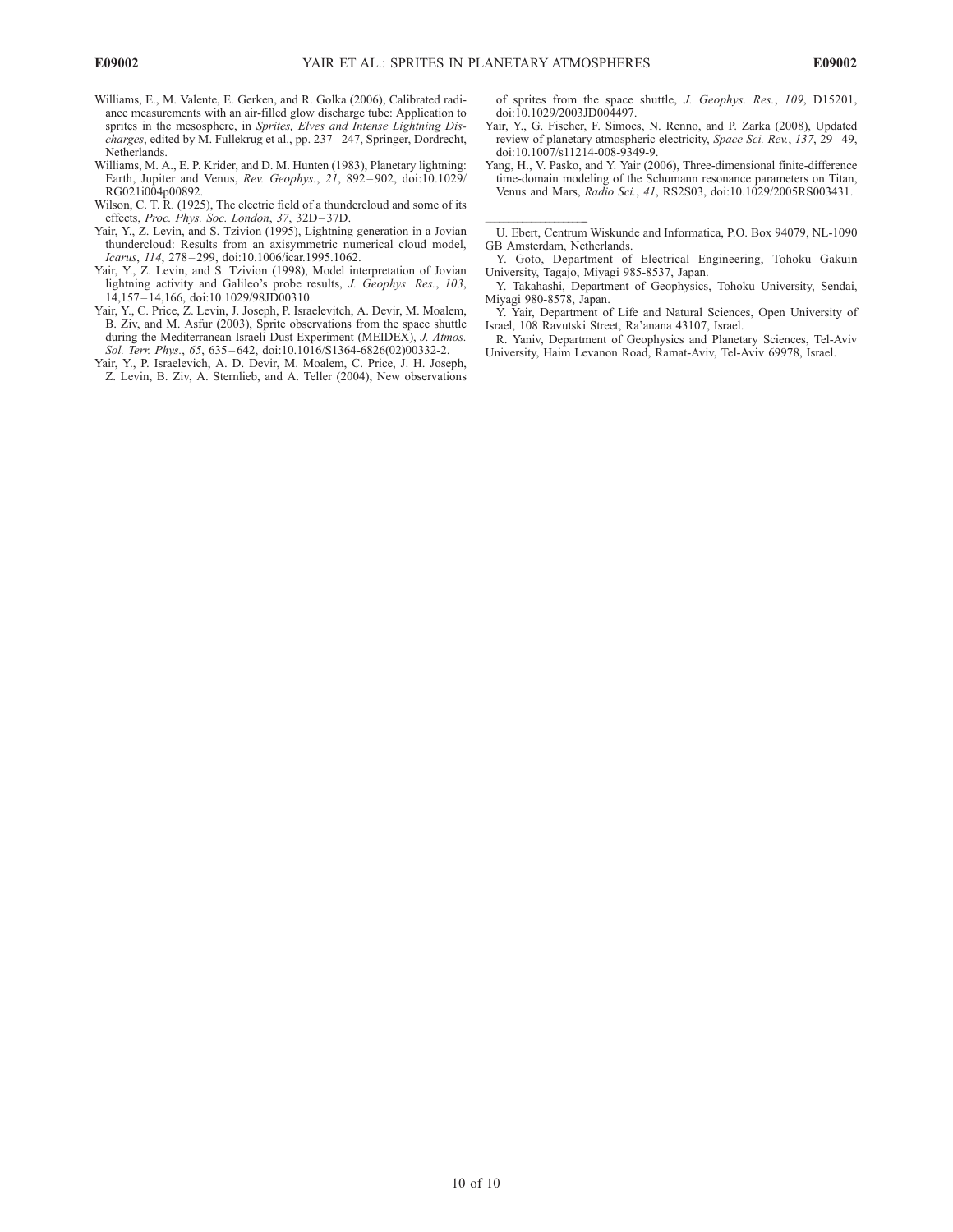Williams, E., M. Valente, E. Gerken, and R. Golka (2006), Calibrated radiance measurements with an air-filled glow discharge tube: Application to sprites in the mesosphere, in *Sprites, Elves and Intense Lightning Discharges*, edited by M. Fullekrug et al., pp. 237–247, Springer, Dordrecht, Netherlands.

Williams, M. A., E. P. Krider, and D. M. Hunten (1983), Planetary lightning: Earth, Jupiter and Venus, *Rev. Geophys.*, *21*, 892–902, doi:10.1029/RG021i004p00892.

Wilson, C. T. R. (1925), The electric field of a thundercloud and some of its effects, *Proc. Phys. Soc. London*, *37*, 32D–37D.

Yair, Y., Z. Levin, and S. Tzivion (1995), Lightning generation in a Jovian thundercloud: Results from an axisymmetric numerical cloud model, *Icarus*, *114*, 278–299, doi:10.1006/icar.1995.1062.

Yair, Y., Z. Levin, and S. Tzivion (1998), Model interpretation of Jovian lightning activity and Galileo's probe results, *J. Geophys. Res.*, *103*, 14,157–14,166, doi:10.1029/98JD00310.

Yair, Y., C. Price, Z. Levin, J. Joseph, P. Israelevitch, A. Devir, M. Moalem, B. Ziv, and M. Asfur (2003), Sprite observations from the space shuttle during the Mediterranean Israeli Dust Experiment (MEIDEX), *J. Atmos. Sol. Terr. Phys.*, *65*, 635–642, doi:10.1016/S1364-6826(02)00332-2.

Yair, Y., P. Israelevich, A. D. Devir, M. Moalem, C. Price, J. H. Joseph, Z. Levin, B. Ziv, A. Sternlieb, and A. Teller (2004), New observations of sprites from the space shuttle, *J. Geophys. Res.*, *109*, D15201, doi:10.1029/2003JD004497.

Yair, Y., G. Fischer, F. Simoes, N. Renno, and P. Zarka (2008), Updated review of planetary atmospheric electricity, *Space Sci. Rev.*, *137*, 29–49, doi:10.1007/s11214-008-9349-9.

Yang, H., V. Pasko, and Y. Yair (2006), Three-dimensional finite-difference time-domain modeling of the Schumann resonance parameters on Titan, Venus and Mars, *Radio Sci.*, *41*, RS2S03, doi:10.1029/2005RS003431.

---

U. Ebert, Centrum Wiskunde and Informatica, P.O. Box 94079, NL-1090 GB Amsterdam, Netherlands.

Y. Goto, Department of Electrical Engineering, Tohoku Gakuin University, Tagajo, Miyagi 985-8537, Japan.

Y. Takahashi, Department of Geophysics, Tohoku University, Sendai, Miyagi 980-8578, Japan.

Y. Yair, Department of Life and Natural Sciences, Open University of Israel, 108 Ravutski Street, Ra'anana 43107, Israel.

R. Yaniv, Department of Geophysics and Planetary Sciences, Tel-Aviv University, Haim Levanon Road, Ramat-Aviv, Tel-Aviv 69978, Israel.